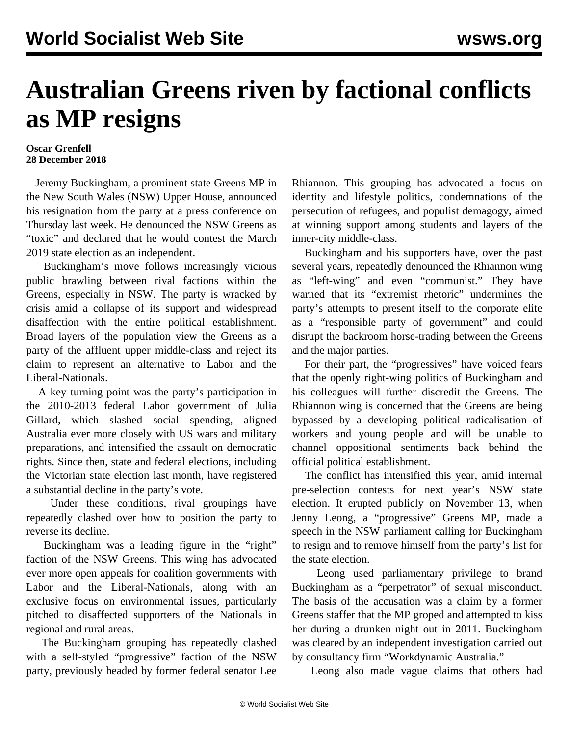# Australian Greens riven by factional conflicts as MP resigns

**Oscar Grenfell**
**28 December 2018**

Jeremy Buckingham, a prominent state Greens MP in the New South Wales (NSW) Upper House, announced his resignation from the party at a press conference on Thursday last week. He denounced the NSW Greens as "toxic" and declared that he would contest the March 2019 state election as an independent.

Buckingham's move follows increasingly vicious public brawling between rival factions within the Greens, especially in NSW. The party is wracked by crisis amid a collapse of its support and widespread disaffection with the entire political establishment. Broad layers of the population view the Greens as a party of the affluent upper middle-class and reject its claim to represent an alternative to Labor and the Liberal-Nationals.

A key turning point was the party's participation in the 2010-2013 federal Labor government of Julia Gillard, which slashed social spending, aligned Australia ever more closely with US wars and military preparations, and intensified the assault on democratic rights. Since then, state and federal elections, including the Victorian state election last month, have registered a substantial decline in the party's vote.

Under these conditions, rival groupings have repeatedly clashed over how to position the party to reverse its decline.

Buckingham was a leading figure in the "right" faction of the NSW Greens. This wing has advocated ever more open appeals for coalition governments with Labor and the Liberal-Nationals, along with an exclusive focus on environmental issues, particularly pitched to disaffected supporters of the Nationals in regional and rural areas.

The Buckingham grouping has repeatedly clashed with a self-styled "progressive" faction of the NSW party, previously headed by former federal senator Lee Rhiannon. This grouping has advocated a focus on identity and lifestyle politics, condemnations of the persecution of refugees, and populist demagogy, aimed at winning support among students and layers of the inner-city middle-class.

Buckingham and his supporters have, over the past several years, repeatedly denounced the Rhiannon wing as "left-wing" and even "communist." They have warned that its "extremist rhetoric" undermines the party's attempts to present itself to the corporate elite as a "responsible party of government" and could disrupt the backroom horse-trading between the Greens and the major parties.

For their part, the "progressives" have voiced fears that the openly right-wing politics of Buckingham and his colleagues will further discredit the Greens. The Rhiannon wing is concerned that the Greens are being bypassed by a developing political radicalisation of workers and young people and will be unable to channel oppositional sentiments back behind the official political establishment.

The conflict has intensified this year, amid internal pre-selection contests for next year's NSW state election. It erupted publicly on November 13, when Jenny Leong, a "progressive" Greens MP, made a speech in the NSW parliament calling for Buckingham to resign and to remove himself from the party's list for the state election.

Leong used parliamentary privilege to brand Buckingham as a "perpetrator" of sexual misconduct. The basis of the accusation was a claim by a former Greens staffer that the MP groped and attempted to kiss her during a drunken night out in 2011. Buckingham was cleared by an independent investigation carried out by consultancy firm "Workdynamic Australia."

Leong also made vague claims that others had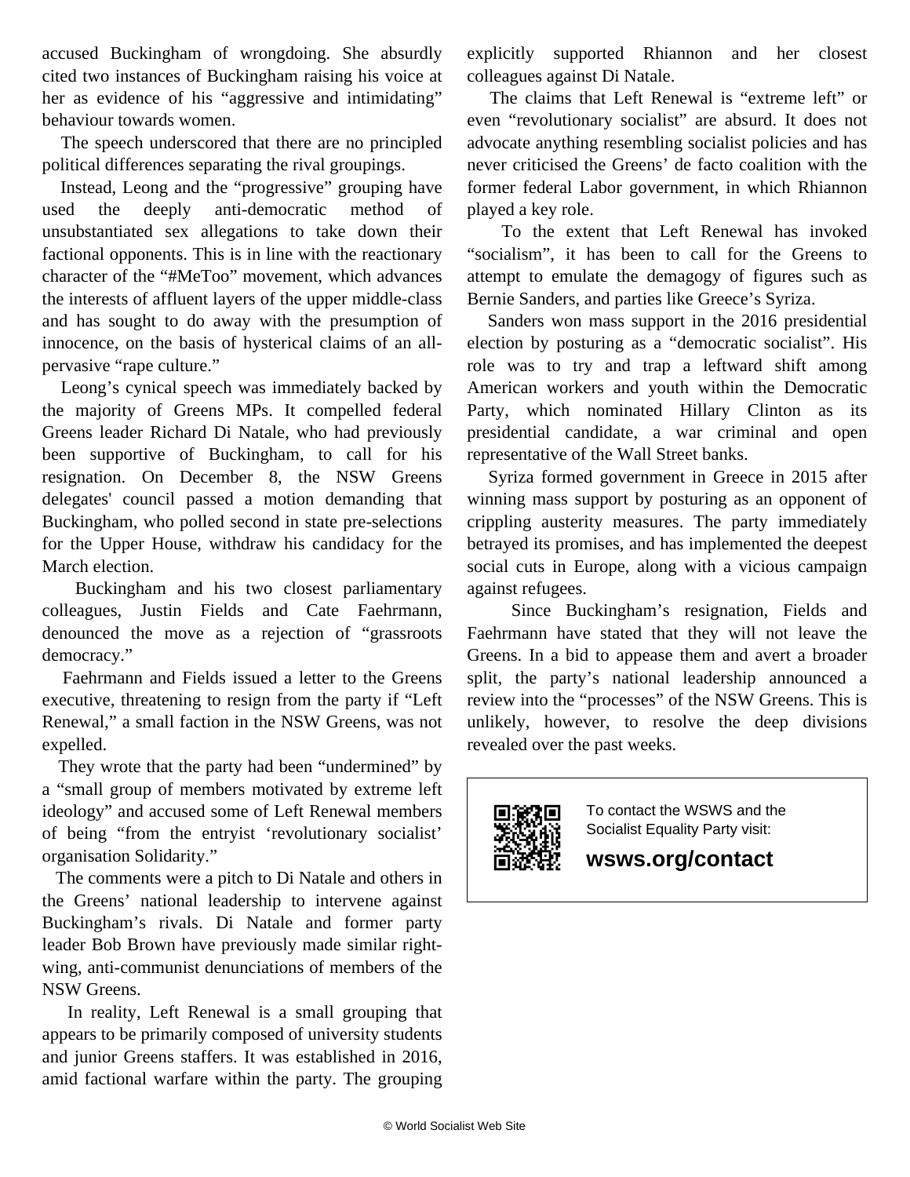accused Buckingham of wrongdoing. She absurdly cited two instances of Buckingham raising his voice at her as evidence of his "aggressive and intimidating" behaviour towards women.

The speech underscored that there are no principled political differences separating the rival groupings.

Instead, Leong and the "progressive" grouping have used the deeply anti-democratic method of unsubstantiated sex allegations to take down their factional opponents. This is in line with the reactionary character of the "#MeToo" movement, which advances the interests of affluent layers of the upper middle-class and has sought to do away with the presumption of innocence, on the basis of hysterical claims of an all-pervasive "rape culture."

Leong's cynical speech was immediately backed by the majority of Greens MPs. It compelled federal Greens leader Richard Di Natale, who had previously been supportive of Buckingham, to call for his resignation. On December 8, the NSW Greens delegates' council passed a motion demanding that Buckingham, who polled second in state pre-selections for the Upper House, withdraw his candidacy for the March election.

Buckingham and his two closest parliamentary colleagues, Justin Fields and Cate Faehrmann, denounced the move as a rejection of "grassroots democracy."

Faehrmann and Fields issued a letter to the Greens executive, threatening to resign from the party if "Left Renewal," a small faction in the NSW Greens, was not expelled.

They wrote that the party had been "undermined" by a "small group of members motivated by extreme left ideology" and accused some of Left Renewal members of being "from the entryist 'revolutionary socialist' organisation Solidarity."

The comments were a pitch to Di Natale and others in the Greens' national leadership to intervene against Buckingham's rivals. Di Natale and former party leader Bob Brown have previously made similar right-wing, anti-communist denunciations of members of the NSW Greens.

In reality, Left Renewal is a small grouping that appears to be primarily composed of university students and junior Greens staffers. It was established in 2016, amid factional warfare within the party. The grouping explicitly supported Rhiannon and her closest colleagues against Di Natale.

The claims that Left Renewal is "extreme left" or even "revolutionary socialist" are absurd. It does not advocate anything resembling socialist policies and has never criticised the Greens' de facto coalition with the former federal Labor government, in which Rhiannon played a key role.

To the extent that Left Renewal has invoked "socialism", it has been to call for the Greens to attempt to emulate the demagogy of figures such as Bernie Sanders, and parties like Greece's Syriza.

Sanders won mass support in the 2016 presidential election by posturing as a "democratic socialist". His role was to try and trap a leftward shift among American workers and youth within the Democratic Party, which nominated Hillary Clinton as its presidential candidate, a war criminal and open representative of the Wall Street banks.

Syriza formed government in Greece in 2015 after winning mass support by posturing as an opponent of crippling austerity measures. The party immediately betrayed its promises, and has implemented the deepest social cuts in Europe, along with a vicious campaign against refugees.

Since Buckingham's resignation, Fields and Faehrmann have stated that they will not leave the Greens. In a bid to appease them and avert a broader split, the party's national leadership announced a review into the "processes" of the NSW Greens. This is unlikely, however, to resolve the deep divisions revealed over the past weeks.

To contact the WSWS and the Socialist Equality Party visit:

**wsws.org/contact**